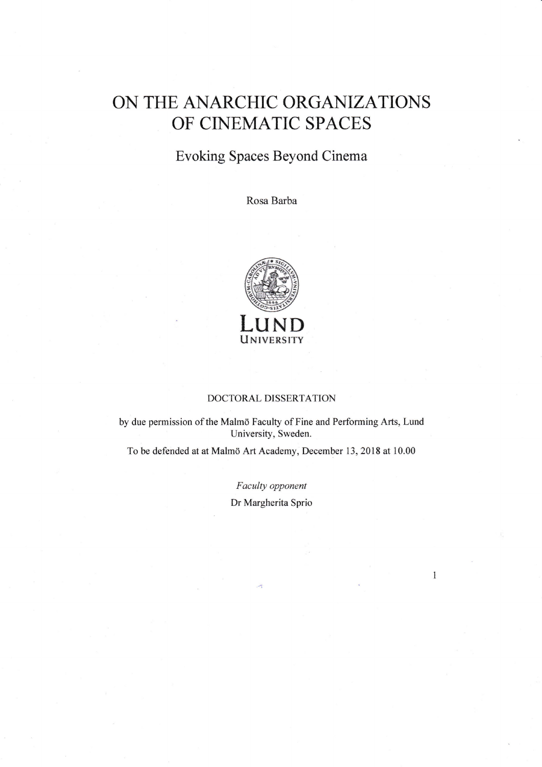# ON THE ANARCHIC ORGANIZATIONS OF CINEMATIC SPACES

## Evoking Spaces Beyond Cinema

Rosa Barba

LUND UNIVERSITY

DOCTORAL DISSERTATION

by due permission of the Malmö Faculty of Fine and Performing Arts, Lund University, Sweden.

To be defended at at Malmö Art Academy, December 13, 2018 at 10.00

*Faculty opponent*

Dr Margherita Sprio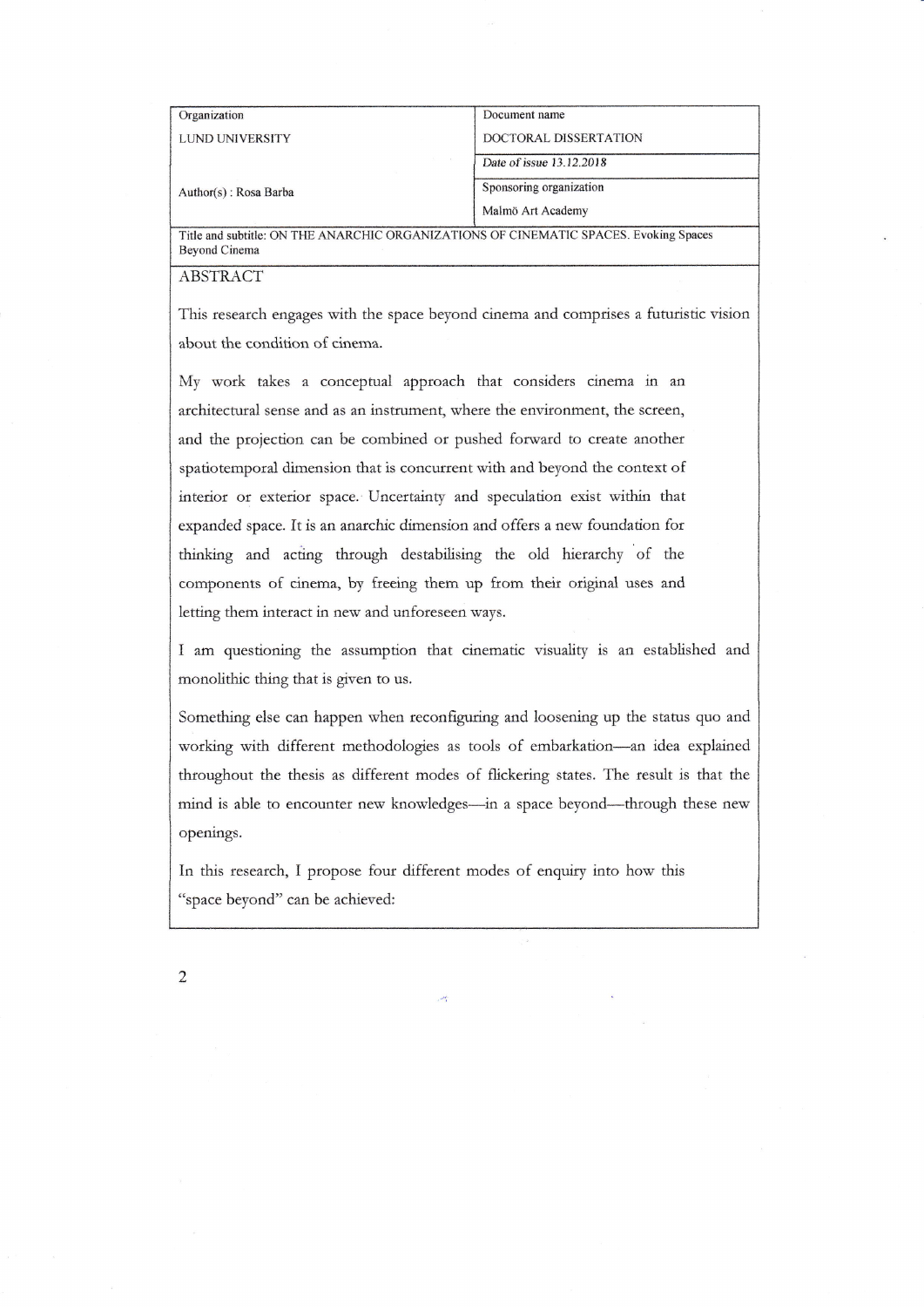| Organization | Document name |
| --- | --- |
| LUND UNIVERSITY | DOCTORAL DISSERTATION |
| | Date of issue 13.12.2018 |
| Author(s) : Rosa Barba | Sponsoring organization |
| | Malmö Art Academy |

Title and subtitle: ON THE ANARCHIC ORGANIZATIONS OF CINEMATIC SPACES. Evoking Spaces Beyond Cinema

ABSTRACT

This research engages with the space beyond cinema and comprises a futuristic vision about the condition of cinema.

My work takes a conceptual approach that considers cinema in an architectural sense and as an instrument, where the environment, the screen, and the projection can be combined or pushed forward to create another spatiotemporal dimension that is concurrent with and beyond the context of interior or exterior space. Uncertainty and speculation exist within that expanded space. It is an anarchic dimension and offers a new foundation for thinking and acting through destabilising the old hierarchy of the components of cinema, by freeing them up from their original uses and letting them interact in new and unforeseen ways.

I am questioning the assumption that cinematic visuality is an established and monolithic thing that is given to us.

Something else can happen when reconfiguring and loosening up the status quo and working with different methodologies as tools of embarkation—an idea explained throughout the thesis as different modes of flickering states. The result is that the mind is able to encounter new knowledges—in a space beyond—through these new openings.

In this research, I propose four different modes of enquiry into how this "space beyond" can be achieved: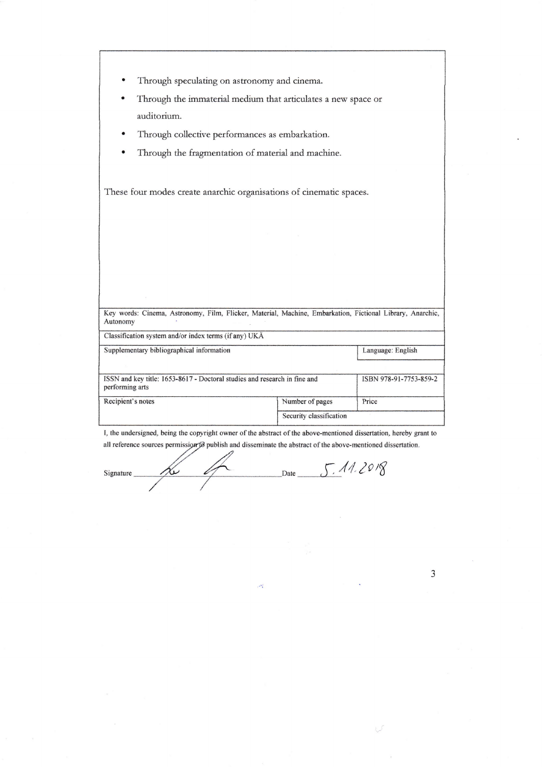- Through speculating on astronomy and cinema.
- Through the immaterial medium that articulates a new space or auditorium.
- Through collective performances as embarkation.
- Through the fragmentation of material and machine.

These four modes create anarchic organisations of cinematic spaces.

| | | |
|---|---|---|
| Key words: Cinema, Astronomy, Film, Flicker, Material, Machine, Embarkation, Fictional Library, Anarchic, Autonomy | | |
| Classification system and/or index terms (if any) UKÄ | | |
| Supplementary bibliographical information | | Language: English |
| ISSN and key title: 1653-8617 - Doctoral studies and research in fine and performing arts | | ISBN 978-91-7753-859-2 |
| Recipient's notes | Number of pages | Price |
| | Security classification | |

I, the undersigned, being the copyright owner of the abstract of the above-mentioned dissertation, hereby grant to all reference sources permission to publish and disseminate the abstract of the above-mentioned dissertation.

Signature ______________________ Date 5.11.2018